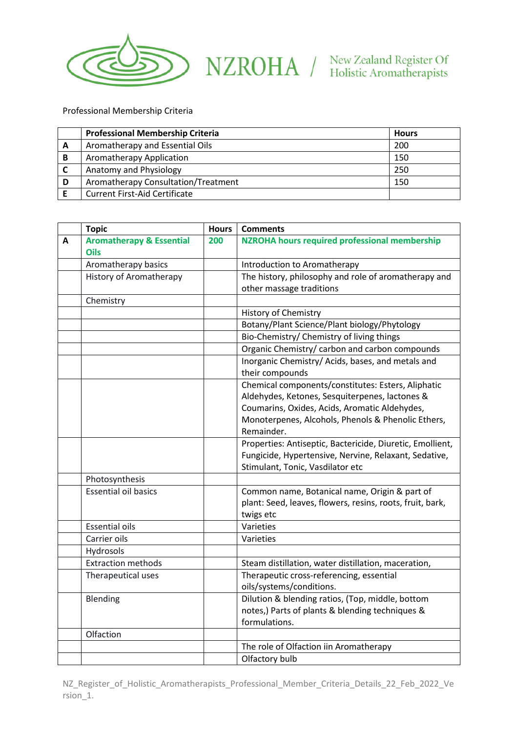NZROHA / New Zealand Register Of Holistic Aromatherapists

Professional Membership Criteria

| | Professional Membership Criteria | Hours |
|---|---|---|
| A | Aromatherapy and Essential Oils | 200 |
| B | Aromatherapy Application | 150 |
| C | Anatomy and Physiology | 250 |
| D | Aromatherapy Consultation/Treatment | 150 |
| E | Current First-Aid Certificate | |

| | Topic | Hours | Comments |
|---|---|---|---|
| A | **Aromatherapy & Essential Oils** | **200** | **NZROHA hours required professional membership** |
| | Aromatherapy basics | | Introduction to Aromatherapy |
| | History of Aromatherapy | | The history, philosophy and role of aromatherapy and other massage traditions |
| | Chemistry | | |
| | | | History of Chemistry |
| | | | Botany/Plant Science/Plant biology/Phytology |
| | | | Bio-Chemistry/ Chemistry of living things |
| | | | Organic Chemistry/ carbon and carbon compounds |
| | | | Inorganic Chemistry/ Acids, bases, and metals and their compounds |
| | | | Chemical components/constitutes: Esters, Aliphatic Aldehydes, Ketones, Sesquiterpenes, lactones & Coumarins, Oxides, Acids, Aromatic Aldehydes, Monoterpenes, Alcohols, Phenols & Phenolic Ethers, Remainder. |
| | | | Properties: Antiseptic, Bactericide, Diuretic, Emollient, Fungicide, Hypertensive, Nervine, Relaxant, Sedative, Stimulant, Tonic, Vasdilator etc |
| | Photosynthesis | | |
| | Essential oil basics | | Common name, Botanical name, Origin & part of plant: Seed, leaves, flowers, resins, roots, fruit, bark, twigs etc |
| | Essential oils | | Varieties |
| | Carrier oils | | Varieties |
| | Hydrosols | | |
| | Extraction methods | | Steam distillation, water distillation, maceration, |
| | Therapeutical uses | | Therapeutic cross-referencing, essential oils/systems/conditions. |
| | Blending | | Dilution & blending ratios, (Top, middle, bottom notes,) Parts of plants & blending techniques & formulations. |
| | Olfaction | | |
| | | | The role of Olfaction iin Aromatherapy |
| | | | Olfactory bulb |

NZ_Register_of_Holistic_Aromatherapists_Professional_Member_Criteria_Details_22_Feb_2022_Version_1.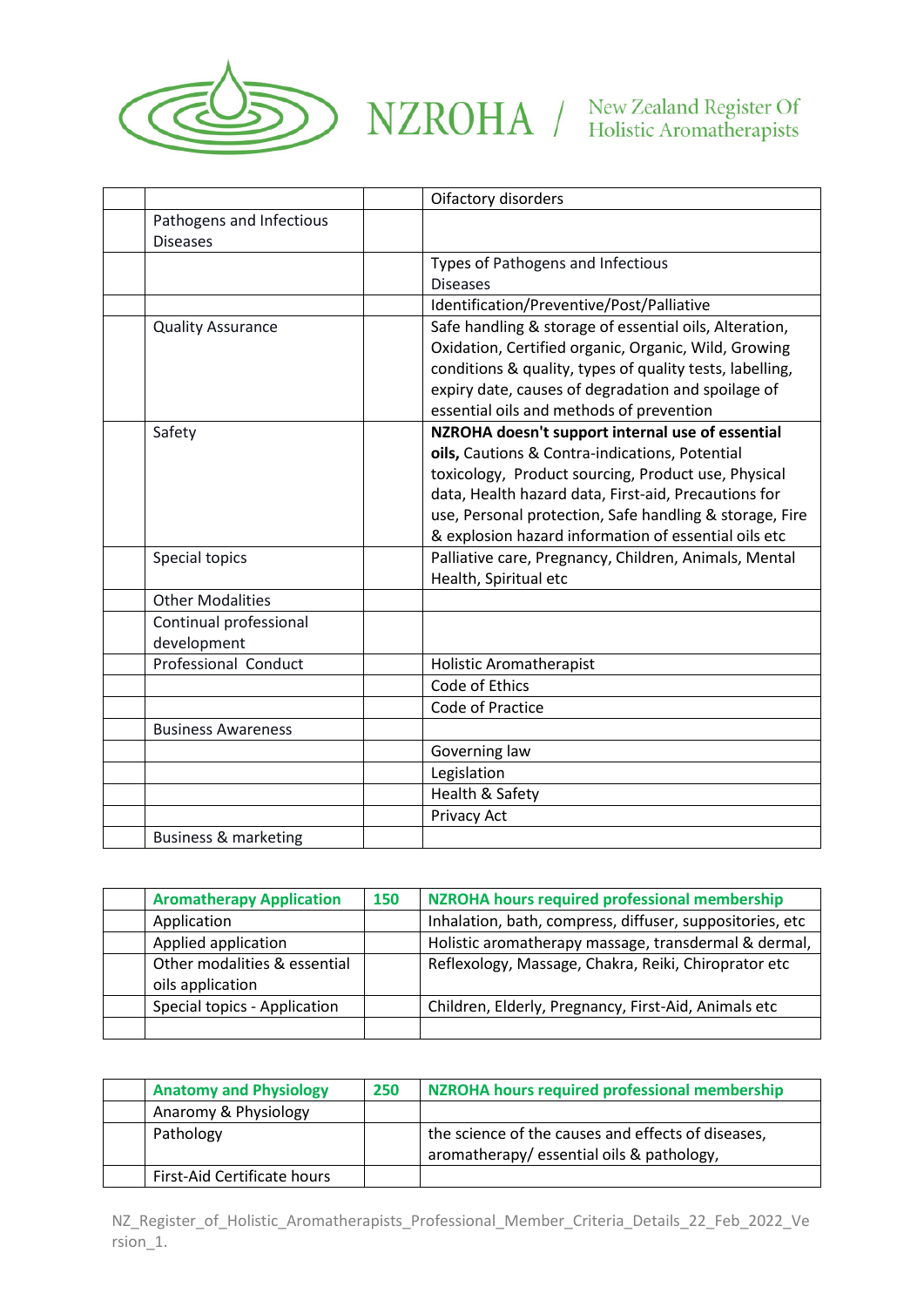| | | | |
|---|---|---|---|
| | | | Oifactory disorders |
| | Pathogens and Infectious Diseases | | |
| | | | Types of Pathogens and Infectious Diseases |
| | | | Identification/Preventive/Post/Palliative |
| | Quality Assurance | | Safe handling & storage of essential oils, Alteration, Oxidation, Certified organic, Organic, Wild, Growing conditions & quality, types of quality tests, labelling, expiry date, causes of degradation and spoilage of essential oils and methods of prevention |
| | Safety | | **NZROHA doesn't support internal use of essential oils,** Cautions & Contra-indications, Potential toxicology, Product sourcing, Product use, Physical data, Health hazard data, First-aid, Precautions for use, Personal protection, Safe handling & storage, Fire & explosion hazard information of essential oils etc |
| | Special topics | | Palliative care, Pregnancy, Children, Animals, Mental Health, Spiritual etc |
| | Other Modalities | | |
| | Continual professional development | | |
| | Professional Conduct | | Holistic Aromatherapist |
| | | | Code of Ethics |
| | | | Code of Practice |
| | Business Awareness | | |
| | | | Governing law |
| | | | Legislation |
| | | | Health & Safety |
| | | | Privacy Act |
| | Business & marketing | | |

| | **Aromatherapy Application** | **150** | **NZROHA hours required professional membership** |
|---|---|---|---|
| | Application | | Inhalation, bath, compress, diffuser, suppositories, etc |
| | Applied application | | Holistic aromatherapy massage, transdermal & dermal, |
| | Other modalities & essential oils application | | Reflexology, Massage, Chakra, Reiki, Chiropractor etc |
| | Special topics - Application | | Children, Elderly, Pregnancy, First-Aid, Animals etc |
| | | | |

| | **Anatomy and Physiology** | **250** | **NZROHA hours required professional membership** |
|---|---|---|---|
| | Anaromy & Physiology | | |
| | Pathology | | the science of the causes and effects of diseases, aromatherapy/ essential oils & pathology, |
| | First-Aid Certificate hours | | |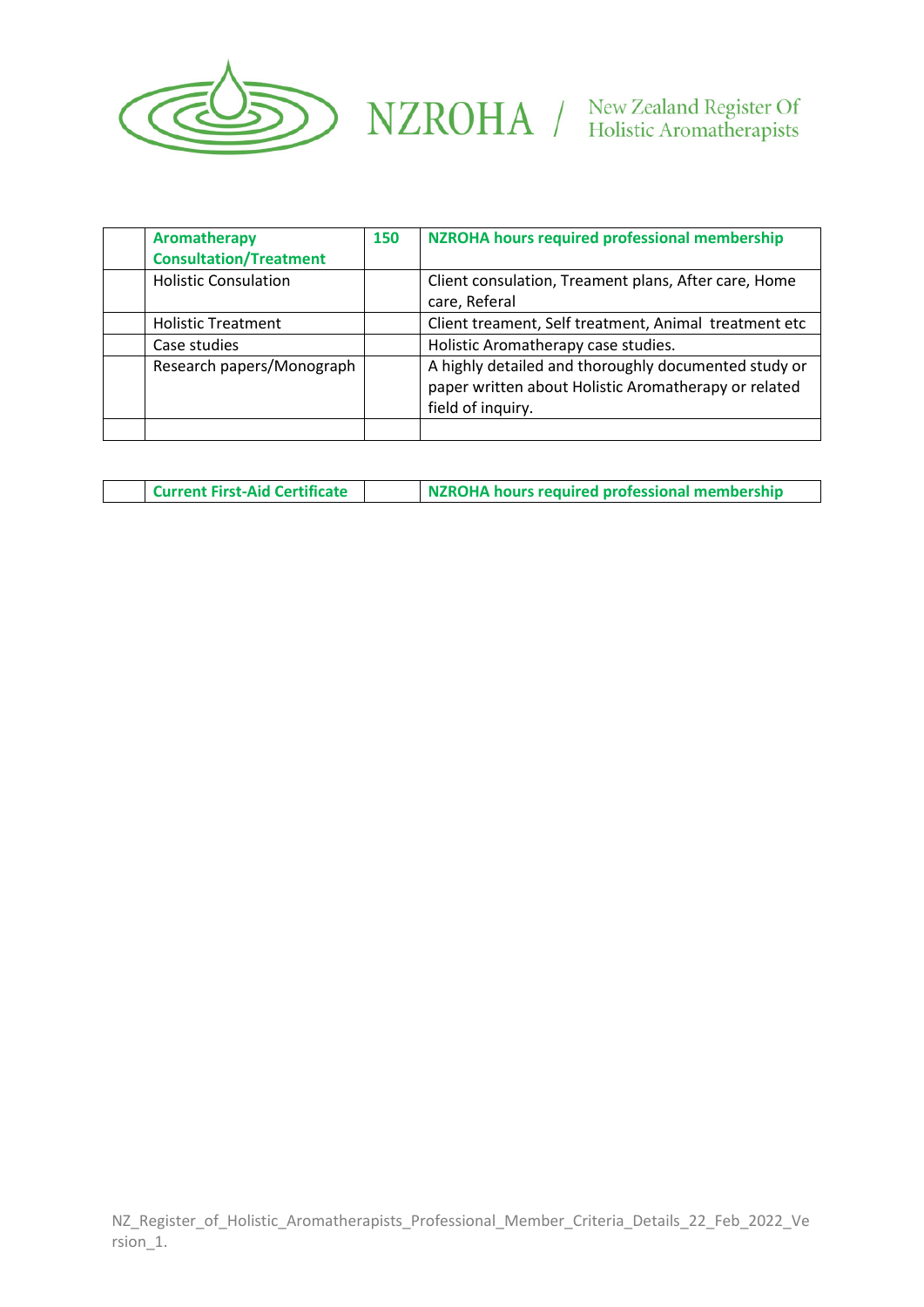| | | | |
|---|---|---|---|
| | **Aromatherapy Consultation/Treatment** | **150** | **NZROHA hours required professional membership** |
| | Holistic Consulation | | Client consulation, Treament plans, After care, Home care, Referal |
| | Holistic Treatment | | Client treament, Self treatment, Animal treatment etc |
| | Case studies | | Holistic Aromatherapy case studies. |
| | Research papers/Monograph | | A highly detailed and thoroughly documented study or paper written about Holistic Aromatherapy or related field of inquiry. |
| | | | |

| | | | |
|---|---|---|---|
| | **Current First-Aid Certificate** | | **NZROHA hours required professional membership** |

NZ_Register_of_Holistic_Aromatherapists_Professional_Member_Criteria_Details_22_Feb_2022_Version_1.